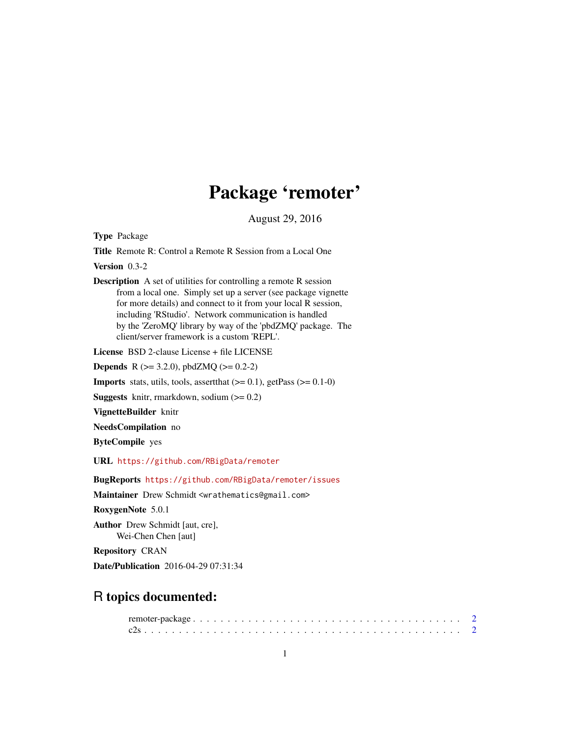# Package 'remoter'

August 29, 2016

**Type** Package

**Title** Remote R: Control a Remote R Session from a Local One

**Version** 0.3-2

**Description** A set of utilities for controlling a remote R session from a local one. Simply set up a server (see package vignette for more details) and connect to it from your local R session, including 'RStudio'. Network communication is handled by the 'ZeroMQ' library by way of the 'pbdZMQ' package. The client/server framework is a custom 'REPL'.

**License** BSD 2-clause License + file LICENSE

**Depends** R (>= 3.2.0), pbdZMQ (>= 0.2-2)

**Imports** stats, utils, tools, assertthat (>= 0.1), getPass (>= 0.1-0)

**Suggests** knitr, rmarkdown, sodium (>= 0.2)

**VignetteBuilder** knitr

**NeedsCompilation** no

**ByteCompile** yes

**URL** https://github.com/RBigData/remoter

**BugReports** https://github.com/RBigData/remoter/issues

**Maintainer** Drew Schmidt <wrathematics@gmail.com>

**RoxygenNote** 5.0.1

**Author** Drew Schmidt [aut, cre], Wei-Chen Chen [aut]

**Repository** CRAN

**Date/Publication** 2016-04-29 07:31:34

## R topics documented:

remoter-package . . . . . . . . . . . . . . . . . . . . . . . . . . . . . . . . . . . . . . 2
c2s . . . . . . . . . . . . . . . . . . . . . . . . . . . . . . . . . . . . . . . . . . . . 2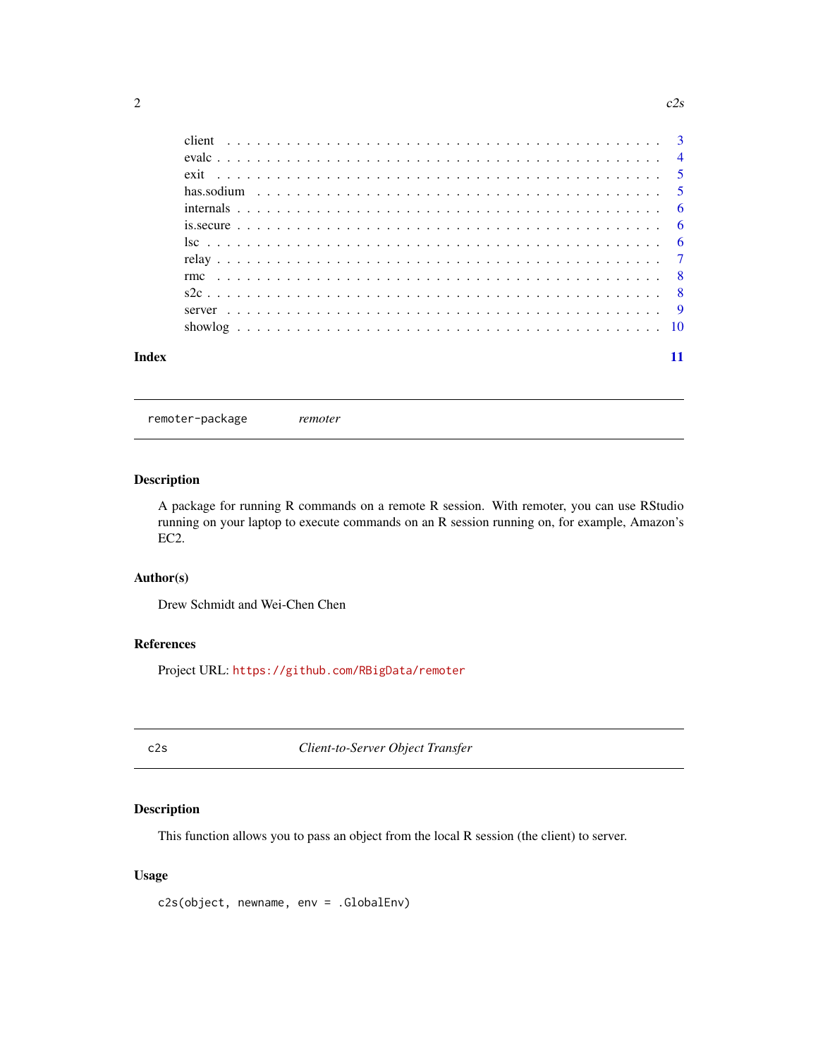client . . . . . . . . . . . . . . . . . . . . . . . . . . . . . . . . . . . . . . . . . 3
evalc . . . . . . . . . . . . . . . . . . . . . . . . . . . . . . . . . . . . . . . . . 4
exit . . . . . . . . . . . . . . . . . . . . . . . . . . . . . . . . . . . . . . . . . 5
has.sodium . . . . . . . . . . . . . . . . . . . . . . . . . . . . . . . . . . . . . 5
internals . . . . . . . . . . . . . . . . . . . . . . . . . . . . . . . . . . . . . . 6
is.secure . . . . . . . . . . . . . . . . . . . . . . . . . . . . . . . . . . . . . . 6
lsc . . . . . . . . . . . . . . . . . . . . . . . . . . . . . . . . . . . . . . . . . 6
relay . . . . . . . . . . . . . . . . . . . . . . . . . . . . . . . . . . . . . . . . 7
rmc . . . . . . . . . . . . . . . . . . . . . . . . . . . . . . . . . . . . . . . . . 8
s2c . . . . . . . . . . . . . . . . . . . . . . . . . . . . . . . . . . . . . . . . . 8
server . . . . . . . . . . . . . . . . . . . . . . . . . . . . . . . . . . . . . . . . 9
showlog . . . . . . . . . . . . . . . . . . . . . . . . . . . . . . . . . . . . . . . 10

**Index** **11**

---

`remoter-package` *remoter*

---

### Description

A package for running R commands on a remote R session. With remoter, you can use RStudio running on your laptop to execute commands on an R session running on, for example, Amazon's EC2.

### Author(s)

Drew Schmidt and Wei-Chen Chen

### References

Project URL: `https://github.com/RBigData/remoter`

---

`c2s` *Client-to-Server Object Transfer*

---

### Description

This function allows you to pass an object from the local R session (the client) to server.

### Usage

```
c2s(object, newname, env = .GlobalEnv)
```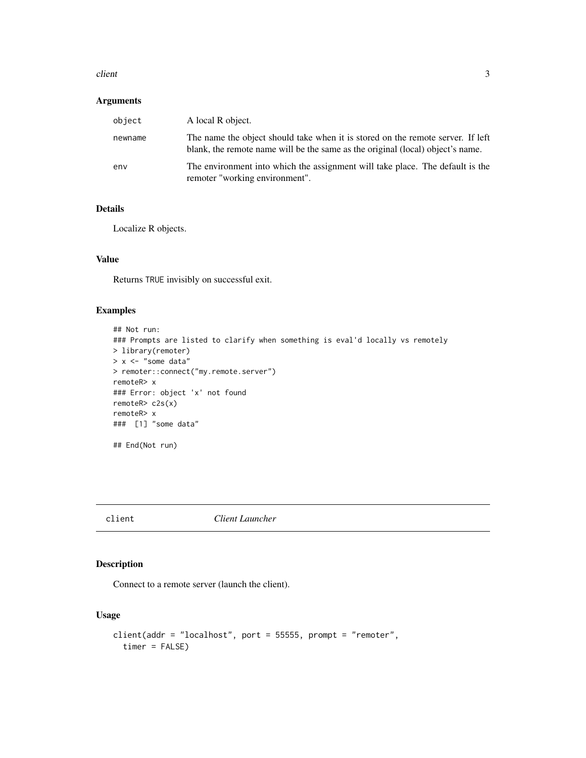## Arguments

| | |
|---|---|
| `object` | A local R object. |
| `newname` | The name the object should take when it is stored on the remote server. If left blank, the remote name will be the same as the original (local) object's name. |
| `env` | The environment into which the assignment will take place. The default is the remoter "working environment". |

## Details

Localize R objects.

## Value

Returns `TRUE` invisibly on successful exit.

## Examples

```
## Not run:
### Prompts are listed to clarify when something is eval'd locally vs remotely
> library(remoter)
> x <- "some data"
> remoter::connect("my.remote.server")
remoteR> x
### Error: object 'x' not found
remoteR> c2s(x)
remoteR> x
###  [1] "some data"

## End(Not run)
```

---

# `client` *Client Launcher*

## Description

Connect to a remote server (launch the client).

## Usage

```
client(addr = "localhost", port = 55555, prompt = "remoter",
  timer = FALSE)
```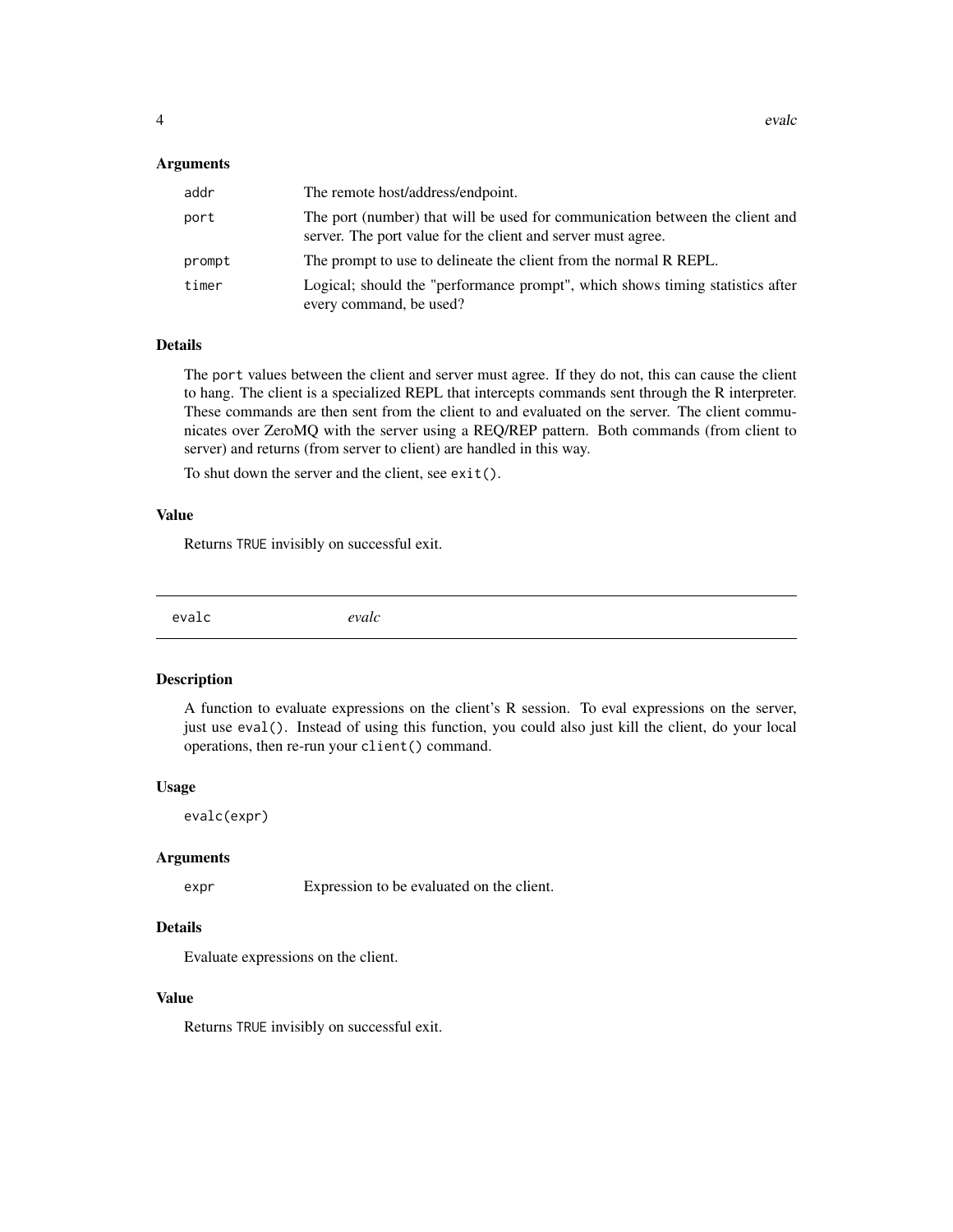### Arguments

| | |
|---|---|
| `addr` | The remote host/address/endpoint. |
| `port` | The port (number) that will be used for communication between the client and server. The port value for the client and server must agree. |
| `prompt` | The prompt to use to delineate the client from the normal R REPL. |
| `timer` | Logical; should the "performance prompt", which shows timing statistics after every command, be used? |

### Details

The `port` values between the client and server must agree. If they do not, this can cause the client to hang. The client is a specialized REPL that intercepts commands sent through the R interpreter. These commands are then sent from the client to and evaluated on the server. The client communicates over ZeroMQ with the server using a REQ/REP pattern. Both commands (from client to server) and returns (from server to client) are handled in this way.

To shut down the server and the client, see `exit()`.

### Value

Returns `TRUE` invisibly on successful exit.

---

## evalc — *evalc*

### Description

A function to evaluate expressions on the client's R session. To eval expressions on the server, just use `eval()`. Instead of using this function, you could also just kill the client, do your local operations, then re-run your `client()` command.

### Usage

```
evalc(expr)
```

### Arguments

| | |
|---|---|
| `expr` | Expression to be evaluated on the client. |

### Details

Evaluate expressions on the client.

### Value

Returns `TRUE` invisibly on successful exit.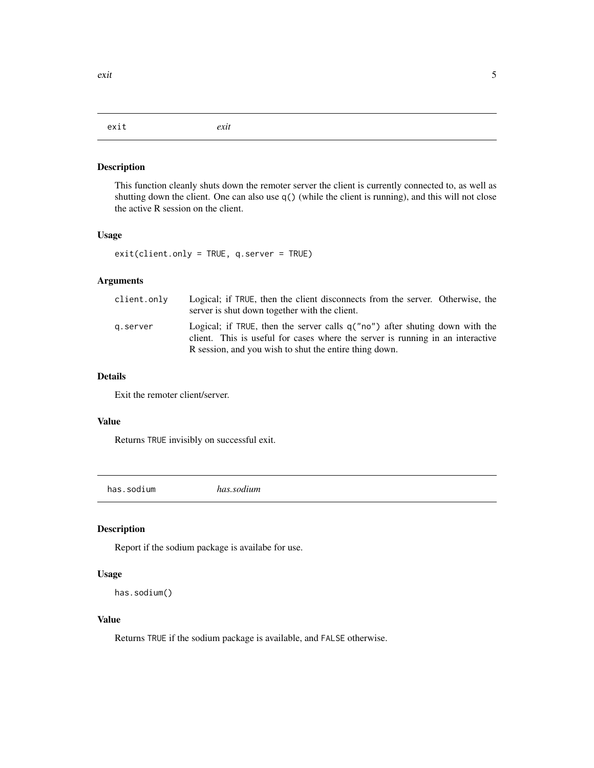## exit *exit*

### Description

This function cleanly shuts down the remoter server the client is currently connected to, as well as shutting down the client. One can also use `q()` (while the client is running), and this will not close the active R session on the client.

### Usage

```
exit(client.only = TRUE, q.server = TRUE)
```

### Arguments

| | |
|---|---|
| client.only | Logical; if `TRUE`, then the client disconnects from the server. Otherwise, the server is shut down together with the client. |
| q.server | Logical; if `TRUE`, then the server calls `q("no")` after shuting down with the client. This is useful for cases where the server is running in an interactive R session, and you wish to shut the entire thing down. |

### Details

Exit the remoter client/server.

### Value

Returns `TRUE` invisibly on successful exit.

## has.sodium *has.sodium*

### Description

Report if the sodium package is availabe for use.

### Usage

```
has.sodium()
```

### Value

Returns `TRUE` if the sodium package is available, and `FALSE` otherwise.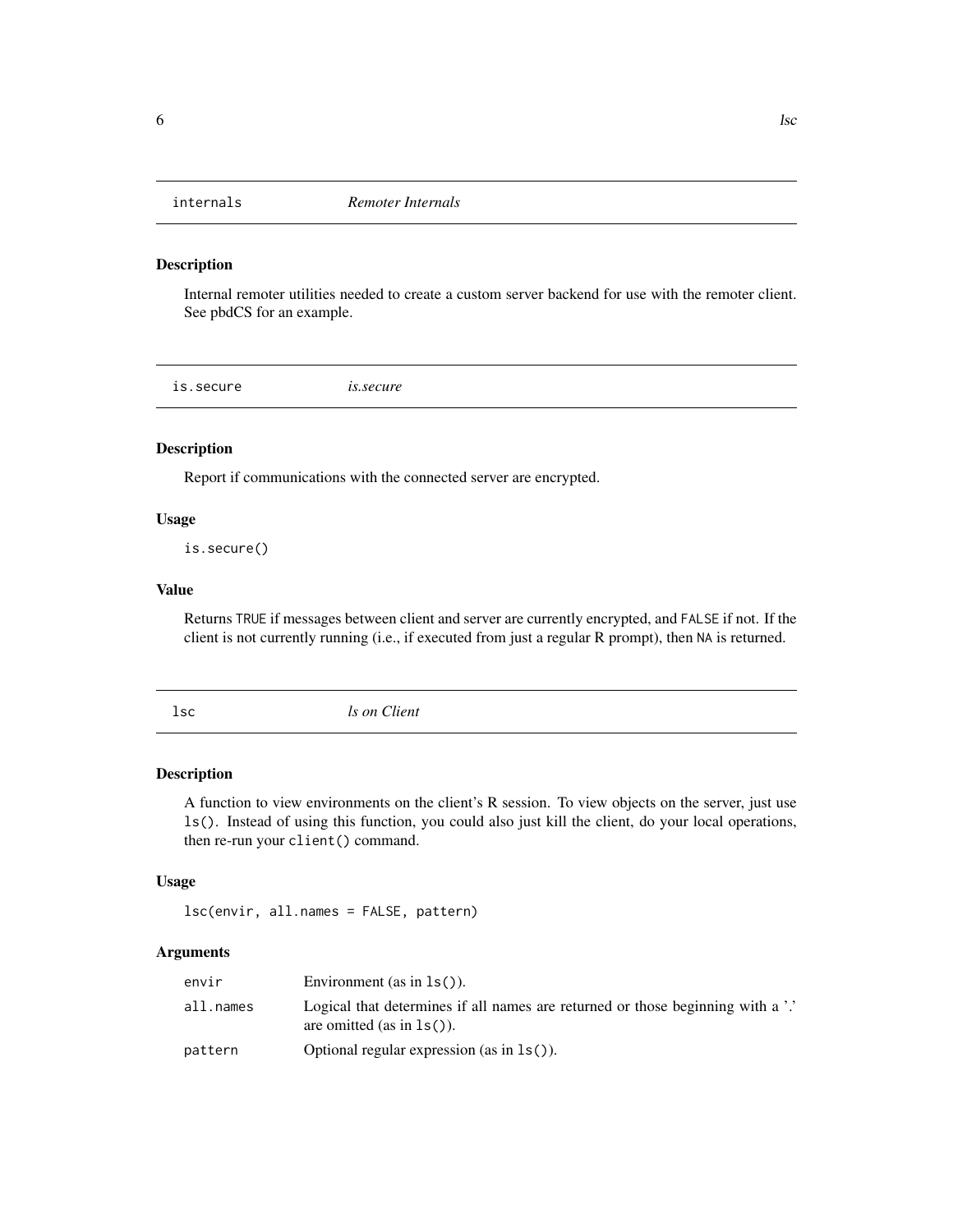## internals — *Remoter Internals*

### Description

Internal remoter utilities needed to create a custom server backend for use with the remoter client. See pbdCS for an example.

## is.secure — *is.secure*

### Description

Report if communications with the connected server are encrypted.

### Usage

```
is.secure()
```

### Value

Returns `TRUE` if messages between client and server are currently encrypted, and `FALSE` if not. If the client is not currently running (i.e., if executed from just a regular R prompt), then `NA` is returned.

## lsc — *ls on Client*

### Description

A function to view environments on the client's R session. To view objects on the server, just use `ls()`. Instead of using this function, you could also just kill the client, do your local operations, then re-run your `client()` command.

### Usage

```
lsc(envir, all.names = FALSE, pattern)
```

### Arguments

| | |
|---|---|
| `envir` | Environment (as in `ls()`). |
| `all.names` | Logical that determines if all names are returned or those beginning with a '.' are omitted (as in `ls()`). |
| `pattern` | Optional regular expression (as in `ls()`). |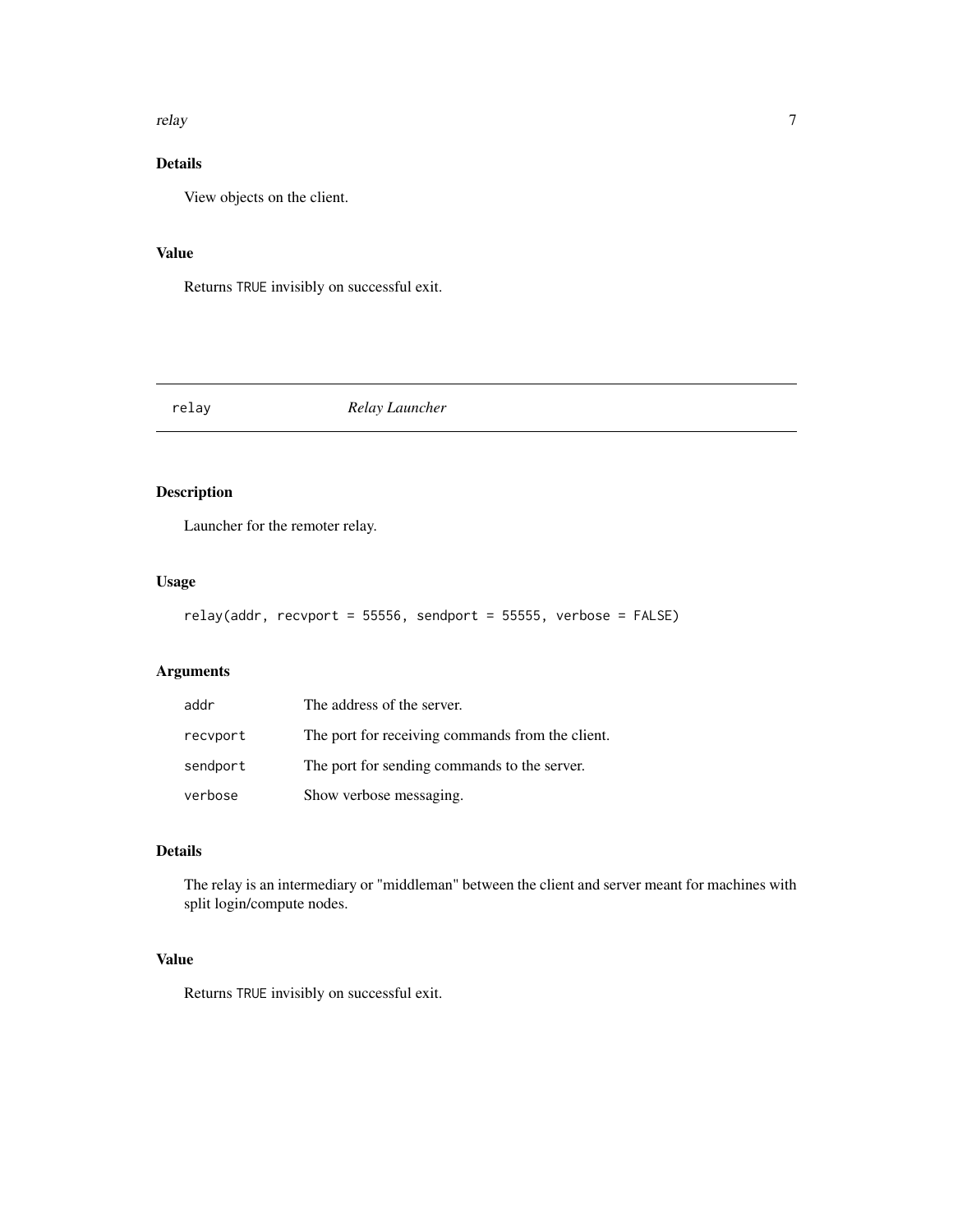## Details

View objects on the client.

## Value

Returns `TRUE` invisibly on successful exit.

---

# relay — *Relay Launcher*

## Description

Launcher for the remoter relay.

## Usage

```
relay(addr, recvport = 55556, sendport = 55555, verbose = FALSE)
```

## Arguments

| | |
|---|---|
| `addr` | The address of the server. |
| `recvport` | The port for receiving commands from the client. |
| `sendport` | The port for sending commands to the server. |
| `verbose` | Show verbose messaging. |

## Details

The relay is an intermediary or "middleman" between the client and server meant for machines with split login/compute nodes.

## Value

Returns `TRUE` invisibly on successful exit.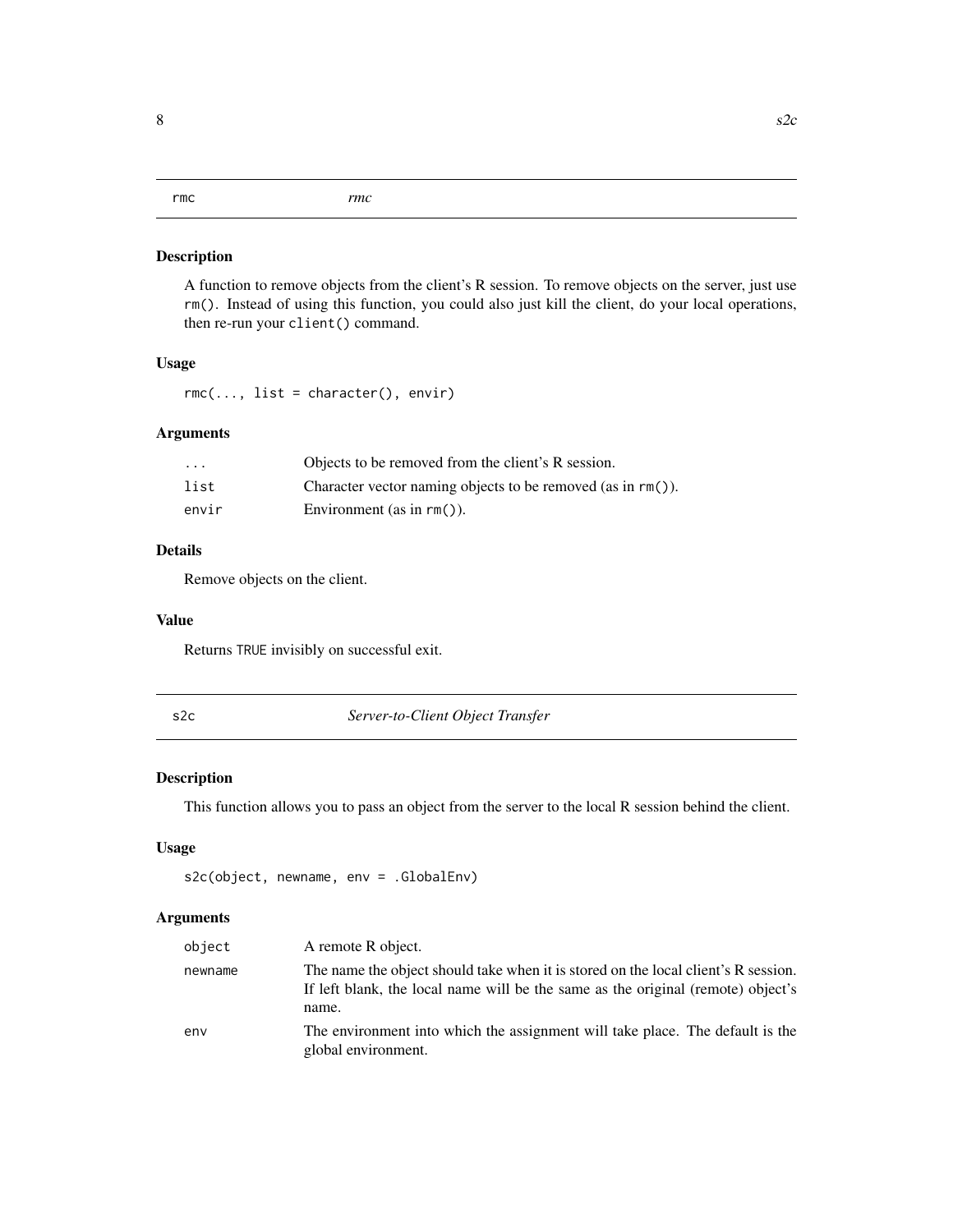## rmc — *rmc*

### Description

A function to remove objects from the client's R session. To remove objects on the server, just use `rm()`. Instead of using this function, you could also just kill the client, do your local operations, then re-run your `client()` command.

### Usage

```
rmc(..., list = character(), envir)
```

### Arguments

| | |
|---|---|
| `...` | Objects to be removed from the client's R session. |
| `list` | Character vector naming objects to be removed (as in `rm()`). |
| `envir` | Environment (as in `rm()`). |

### Details

Remove objects on the client.

### Value

Returns `TRUE` invisibly on successful exit.

## s2c — *Server-to-Client Object Transfer*

### Description

This function allows you to pass an object from the server to the local R session behind the client.

### Usage

```
s2c(object, newname, env = .GlobalEnv)
```

### Arguments

| | |
|---|---|
| `object` | A remote R object. |
| `newname` | The name the object should take when it is stored on the local client's R session. If left blank, the local name will be the same as the original (remote) object's name. |
| `env` | The environment into which the assignment will take place. The default is the global environment. |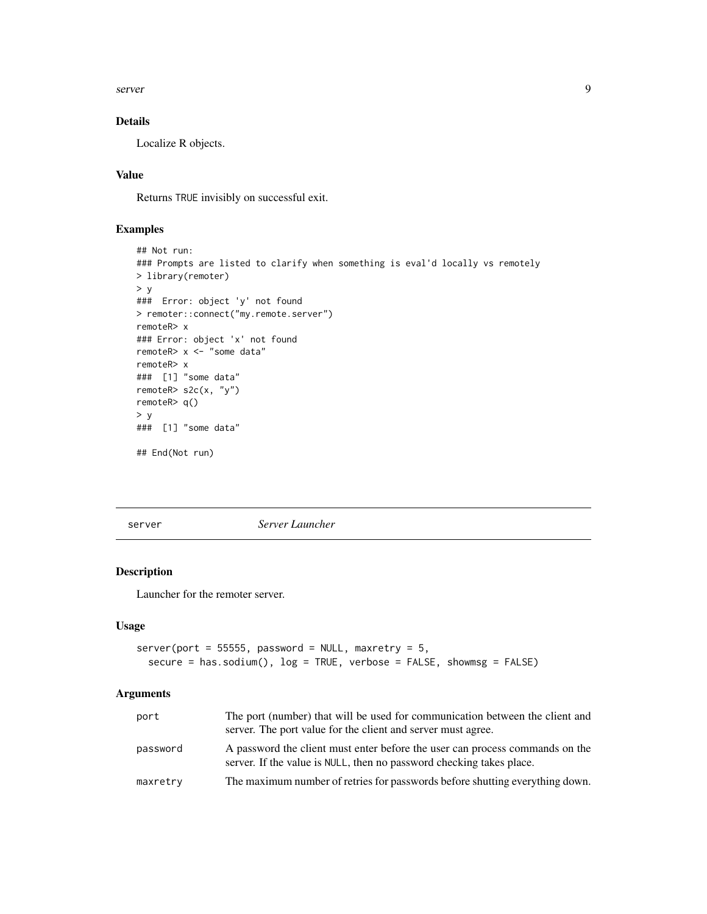### Details

Localize R objects.

### Value

Returns TRUE invisibly on successful exit.

### Examples

```
## Not run:
### Prompts are listed to clarify when something is eval'd locally vs remotely
> library(remoter)
> y
###  Error: object 'y' not found
> remoter::connect("my.remote.server")
remoteR> x
### Error: object 'x' not found
remoteR> x <- "some data"
remoteR> x
###  [1] "some data"
remoteR> s2c(x, "y")
remoteR> q()
> y
###  [1] "some data"

## End(Not run)
```

---

## server &nbsp;&nbsp;&nbsp;&nbsp;&nbsp; *Server Launcher*

---

### Description

Launcher for the remoter server.

### Usage

```
server(port = 55555, password = NULL, maxretry = 5,
  secure = has.sodium(), log = TRUE, verbose = FALSE, showmsg = FALSE)
```

### Arguments

| | |
|---|---|
| port | The port (number) that will be used for communication between the client and server. The port value for the client and server must agree. |
| password | A password the client must enter before the user can process commands on the server. If the value is NULL, then no password checking takes place. |
| maxretry | The maximum number of retries for passwords before shutting everything down. |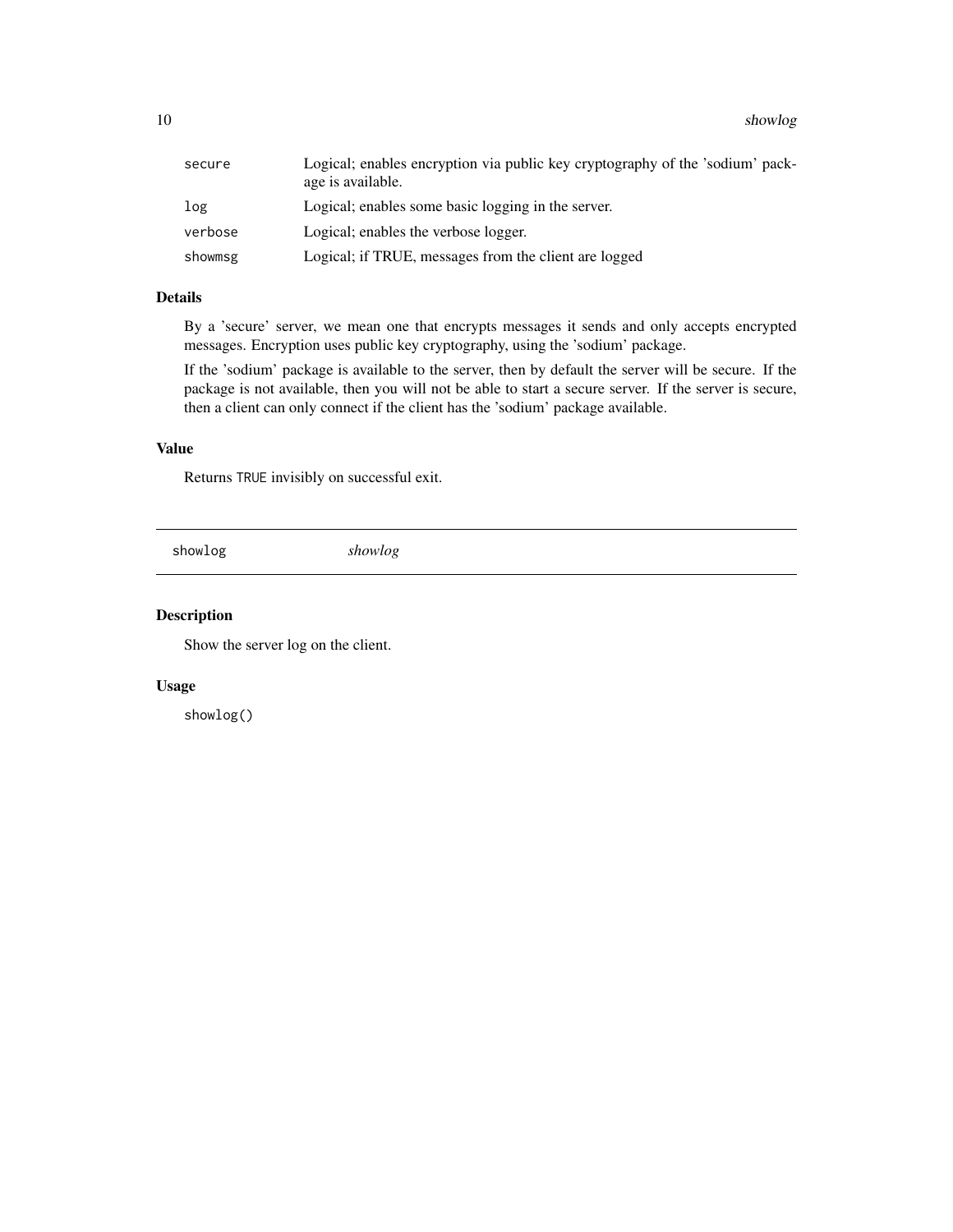| | |
|---|---|
| secure | Logical; enables encryption via public key cryptography of the 'sodium' package is available. |
| log | Logical; enables some basic logging in the server. |
| verbose | Logical; enables the verbose logger. |
| showmsg | Logical; if TRUE, messages from the client are logged |

### Details

By a 'secure' server, we mean one that encrypts messages it sends and only accepts encrypted messages. Encryption uses public key cryptography, using the 'sodium' package.

If the 'sodium' package is available to the server, then by default the server will be secure. If the package is not available, then you will not be able to start a secure server. If the server is secure, then a client can only connect if the client has the 'sodium' package available.

### Value

Returns `TRUE` invisibly on successful exit.

---

## showlog *showlog*

---

### Description

Show the server log on the client.

### Usage

```
showlog()
```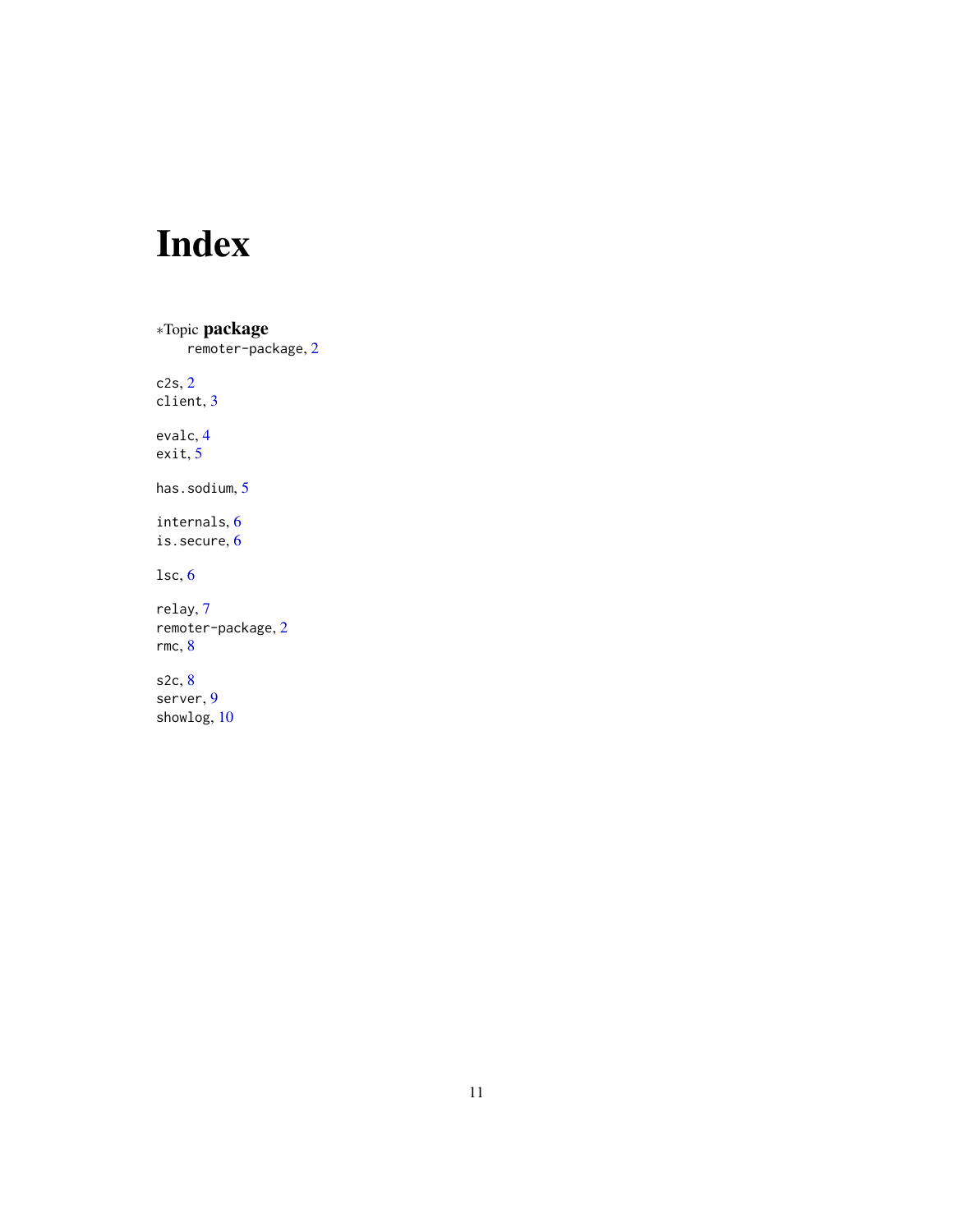# Index

*Topic **package**
    remoter-package, 2

c2s, 2
client, 3

evalc, 4
exit, 5

has.sodium, 5

internals, 6
is.secure, 6

lsc, 6

relay, 7
remoter-package, 2
rmc, 8

s2c, 8
server, 9
showlog, 10